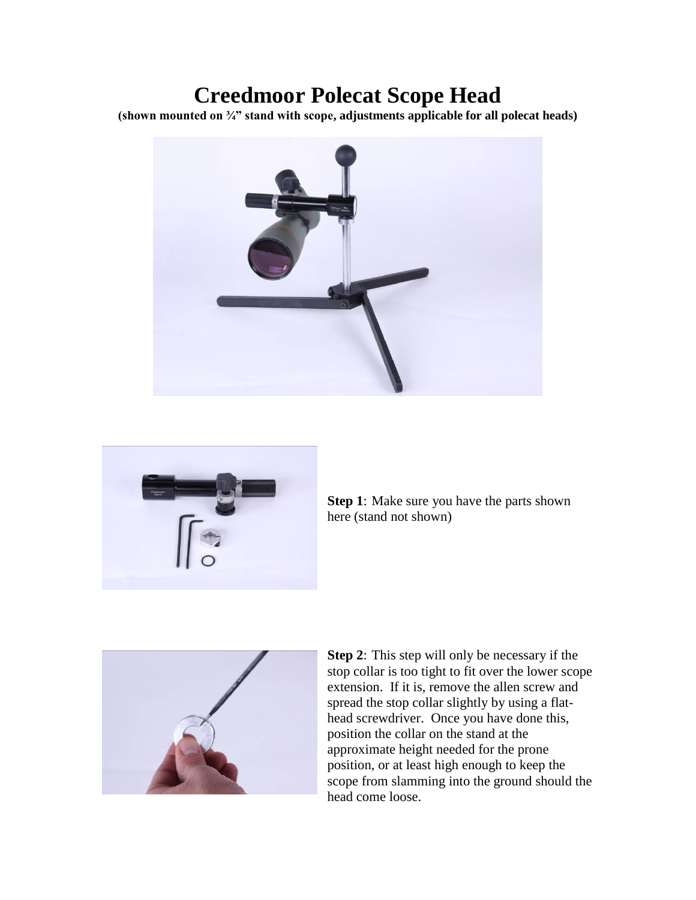# Creedmoor Polecat Scope Head

**(shown mounted on ¾" stand with scope, adjustments applicable for all polecat heads)**

**Step 1**: Make sure you have the parts shown here (stand not shown)

**Step 2**: This step will only be necessary if the stop collar is too tight to fit over the lower scope extension. If it is, remove the allen screw and spread the stop collar slightly by using a flat-head screwdriver. Once you have done this, position the collar on the stand at the approximate height needed for the prone position, or at least high enough to keep the scope from slamming into the ground should the head come loose.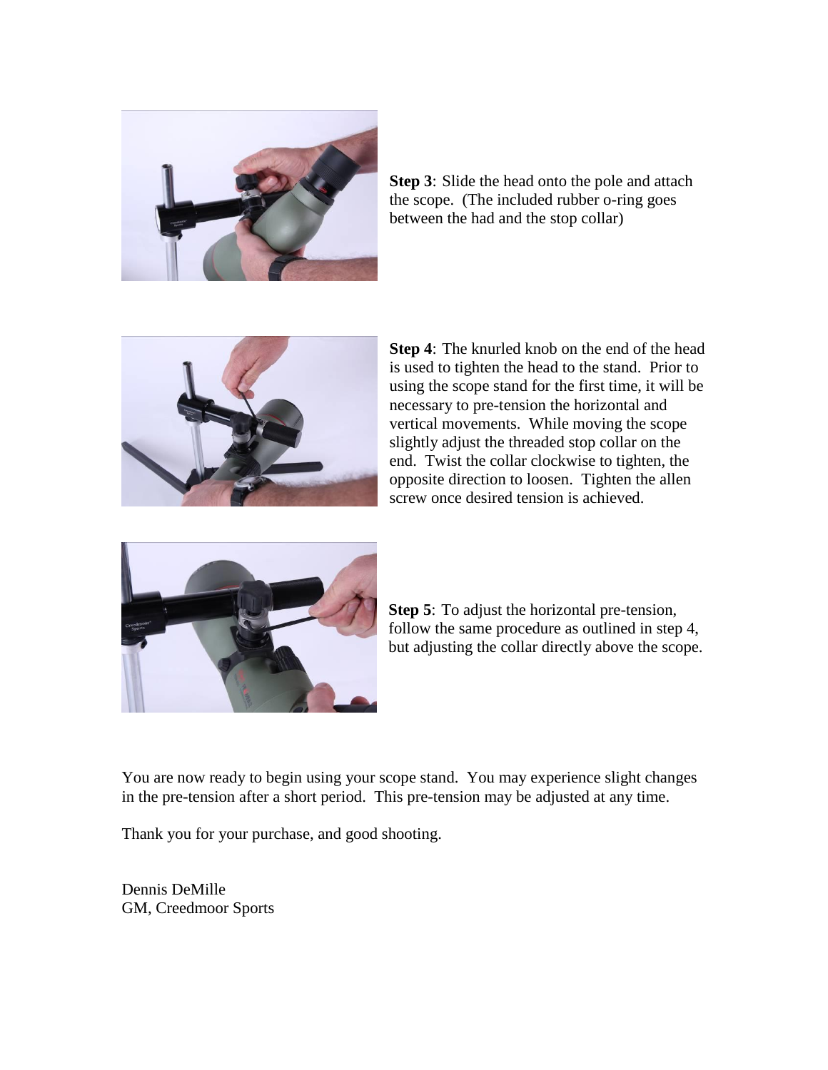**Step 3**: Slide the head onto the pole and attach the scope. (The included rubber o-ring goes between the had and the stop collar)

**Step 4**: The knurled knob on the end of the head is used to tighten the head to the stand. Prior to using the scope stand for the first time, it will be necessary to pre-tension the horizontal and vertical movements. While moving the scope slightly adjust the threaded stop collar on the end. Twist the collar clockwise to tighten, the opposite direction to loosen. Tighten the allen screw once desired tension is achieved.

**Step 5**: To adjust the horizontal pre-tension, follow the same procedure as outlined in step 4, but adjusting the collar directly above the scope.

You are now ready to begin using your scope stand. You may experience slight changes in the pre-tension after a short period. This pre-tension may be adjusted at any time.

Thank you for your purchase, and good shooting.

Dennis DeMille
GM, Creedmoor Sports